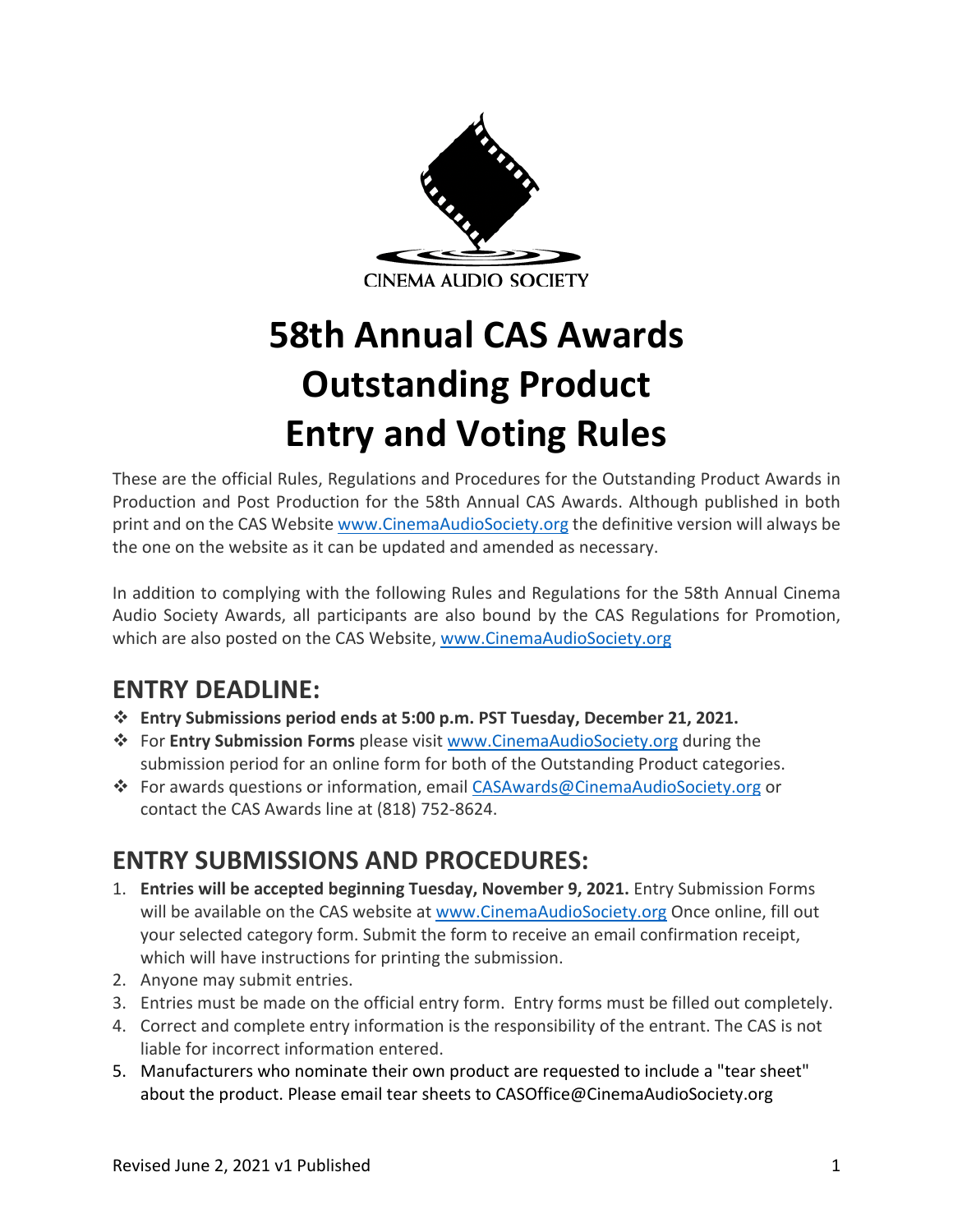CINEMA AUDIO SOCIETY

# 58th Annual CAS Awards
# Outstanding Product
# Entry and Voting Rules

These are the official Rules, Regulations and Procedures for the Outstanding Product Awards in Production and Post Production for the 58th Annual CAS Awards. Although published in both print and on the CAS Website www.CinemaAudioSociety.org the definitive version will always be the one on the website as it can be updated and amended as necessary.

In addition to complying with the following Rules and Regulations for the 58th Annual Cinema Audio Society Awards, all participants are also bound by the CAS Regulations for Promotion, which are also posted on the CAS Website, www.CinemaAudioSociety.org

## ENTRY DEADLINE:

- **Entry Submissions period ends at 5:00 p.m. PST Tuesday, December 21, 2021.**
- For **Entry Submission Forms** please visit www.CinemaAudioSociety.org during the submission period for an online form for both of the Outstanding Product categories.
- For awards questions or information, email CASAwards@CinemaAudioSociety.org or contact the CAS Awards line at (818) 752-8624.

## ENTRY SUBMISSIONS AND PROCEDURES:

1. **Entries will be accepted beginning Tuesday, November 9, 2021.** Entry Submission Forms will be available on the CAS website at www.CinemaAudioSociety.org Once online, fill out your selected category form. Submit the form to receive an email confirmation receipt, which will have instructions for printing the submission.
2. Anyone may submit entries.
3. Entries must be made on the official entry form. Entry forms must be filled out completely.
4. Correct and complete entry information is the responsibility of the entrant. The CAS is not liable for incorrect information entered.
5. Manufacturers who nominate their own product are requested to include a "tear sheet" about the product. Please email tear sheets to CASOffice@CinemaAudioSociety.org

Revised June 2, 2021 v1 Published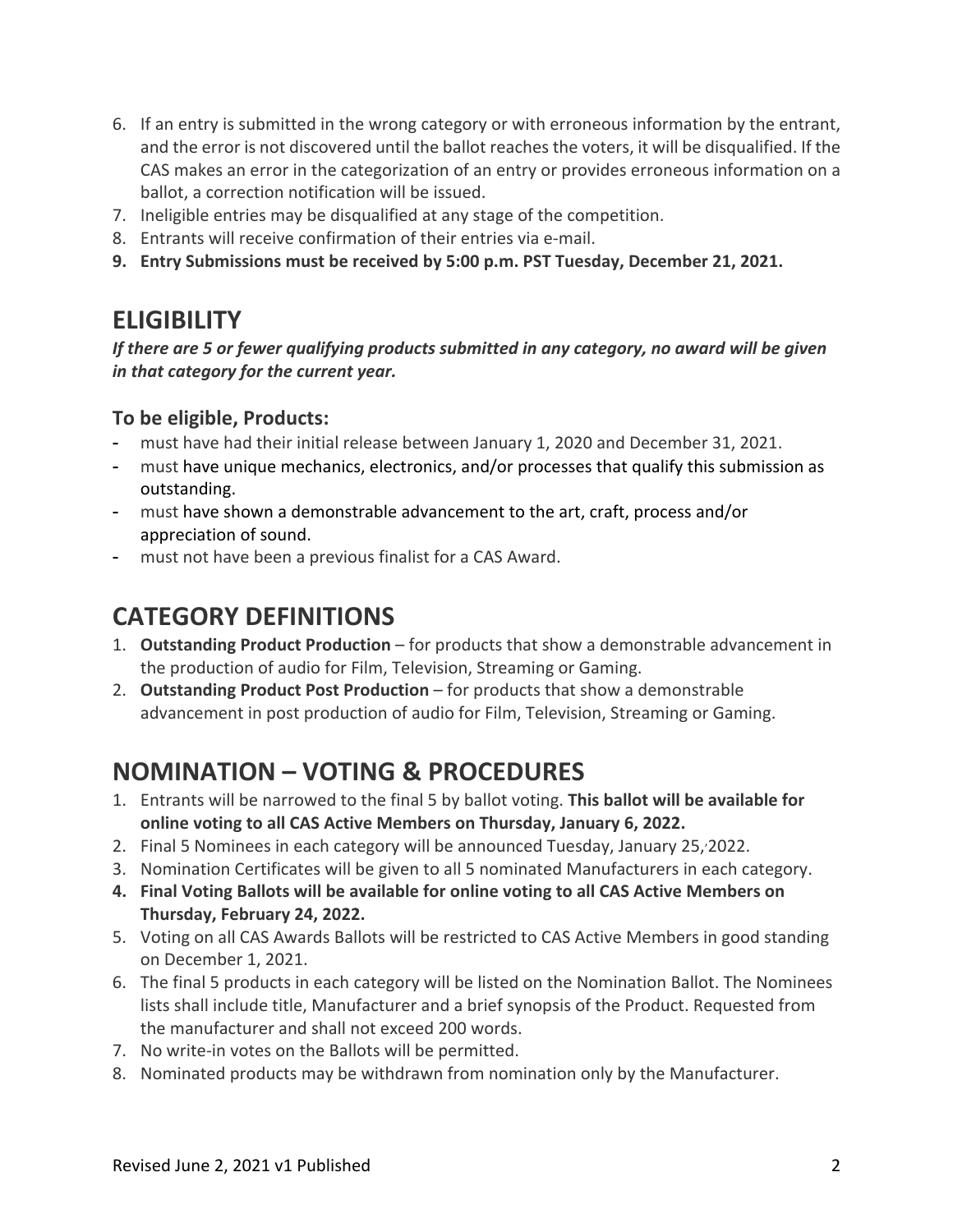6. If an entry is submitted in the wrong category or with erroneous information by the entrant, and the error is not discovered until the ballot reaches the voters, it will be disqualified. If the CAS makes an error in the categorization of an entry or provides erroneous information on a ballot, a correction notification will be issued.
7. Ineligible entries may be disqualified at any stage of the competition.
8. Entrants will receive confirmation of their entries via e-mail.
9. **Entry Submissions must be received by 5:00 p.m. PST Tuesday, December 21, 2021.**

## ELIGIBILITY

***If there are 5 or fewer qualifying products submitted in any category, no award will be given in that category for the current year.***

### To be eligible, Products:

- must have had their initial release between January 1, 2020 and December 31, 2021.
- must have unique mechanics, electronics, and/or processes that qualify this submission as outstanding.
- must have shown a demonstrable advancement to the art, craft, process and/or appreciation of sound.
- must not have been a previous finalist for a CAS Award.

## CATEGORY DEFINITIONS

1. **Outstanding Product Production** – for products that show a demonstrable advancement in the production of audio for Film, Television, Streaming or Gaming.
2. **Outstanding Product Post Production** – for products that show a demonstrable advancement in post production of audio for Film, Television, Streaming or Gaming.

## NOMINATION – VOTING & PROCEDURES

1. Entrants will be narrowed to the final 5 by ballot voting. **This ballot will be available for online voting to all CAS Active Members on Thursday, January 6, 2022.**
2. Final 5 Nominees in each category will be announced Tuesday, January 25, 2022.
3. Nomination Certificates will be given to all 5 nominated Manufacturers in each category.
4. **Final Voting Ballots will be available for online voting to all CAS Active Members on Thursday, February 24, 2022.**
5. Voting on all CAS Awards Ballots will be restricted to CAS Active Members in good standing on December 1, 2021.
6. The final 5 products in each category will be listed on the Nomination Ballot. The Nominees lists shall include title, Manufacturer and a brief synopsis of the Product. Requested from the manufacturer and shall not exceed 200 words.
7. No write-in votes on the Ballots will be permitted.
8. Nominated products may be withdrawn from nomination only by the Manufacturer.

Revised June 2, 2021 v1 Published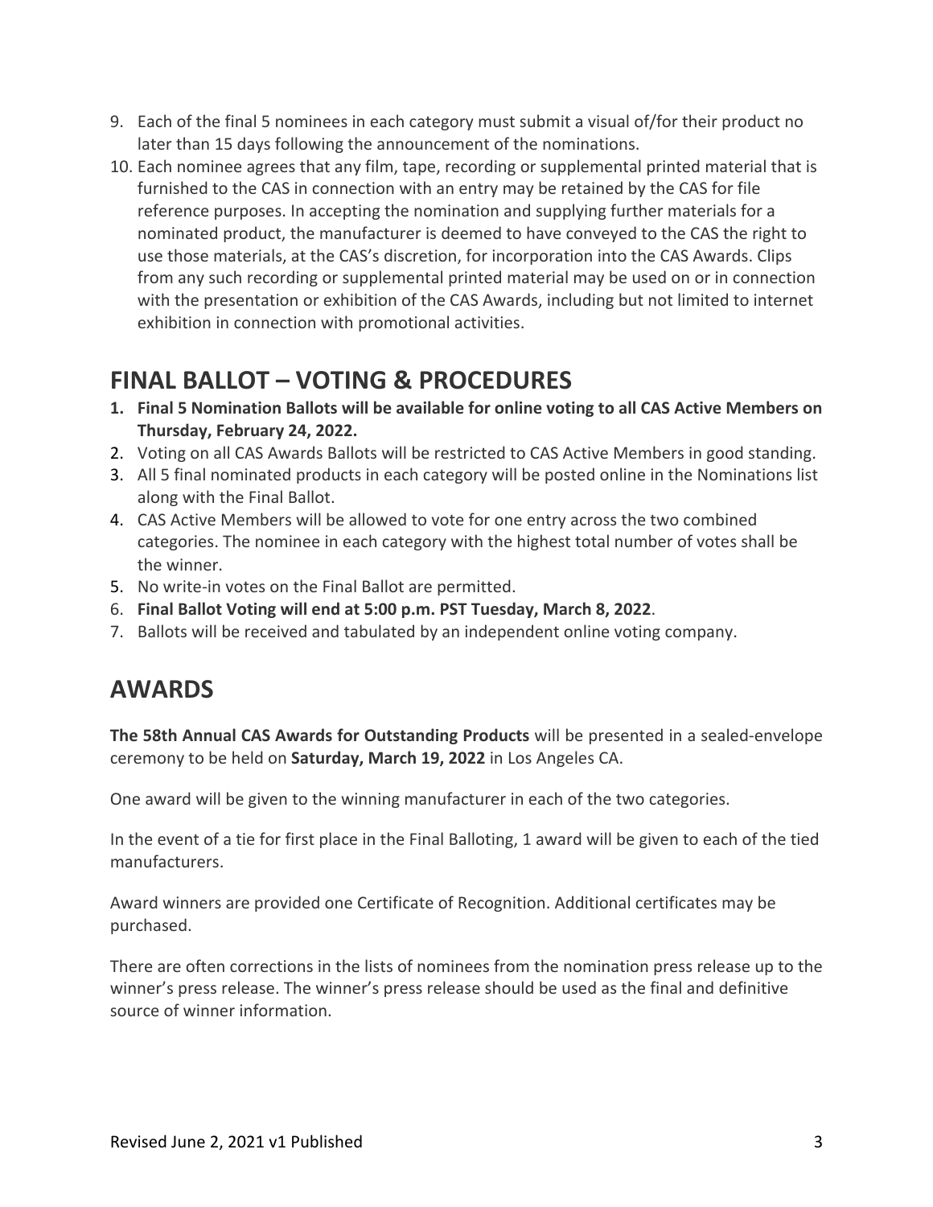9. Each of the final 5 nominees in each category must submit a visual of/for their product no later than 15 days following the announcement of the nominations.
10. Each nominee agrees that any film, tape, recording or supplemental printed material that is furnished to the CAS in connection with an entry may be retained by the CAS for file reference purposes. In accepting the nomination and supplying further materials for a nominated product, the manufacturer is deemed to have conveyed to the CAS the right to use those materials, at the CAS's discretion, for incorporation into the CAS Awards. Clips from any such recording or supplemental printed material may be used on or in connection with the presentation or exhibition of the CAS Awards, including but not limited to internet exhibition in connection with promotional activities.

## FINAL BALLOT – VOTING & PROCEDURES

1. **Final 5 Nomination Ballots will be available for online voting to all CAS Active Members on Thursday, February 24, 2022.**
2. Voting on all CAS Awards Ballots will be restricted to CAS Active Members in good standing.
3. All 5 final nominated products in each category will be posted online in the Nominations list along with the Final Ballot.
4. CAS Active Members will be allowed to vote for one entry across the two combined categories. The nominee in each category with the highest total number of votes shall be the winner.
5. No write-in votes on the Final Ballot are permitted.
6. **Final Ballot Voting will end at 5:00 p.m. PST Tuesday, March 8, 2022**.
7. Ballots will be received and tabulated by an independent online voting company.

## AWARDS

**The 58th Annual CAS Awards for Outstanding Products** will be presented in a sealed-envelope ceremony to be held on **Saturday, March 19, 2022** in Los Angeles CA.

One award will be given to the winning manufacturer in each of the two categories.

In the event of a tie for first place in the Final Balloting, 1 award will be given to each of the tied manufacturers.

Award winners are provided one Certificate of Recognition. Additional certificates may be purchased.

There are often corrections in the lists of nominees from the nomination press release up to the winner's press release. The winner's press release should be used as the final and definitive source of winner information.

Revised June 2, 2021 v1 Published